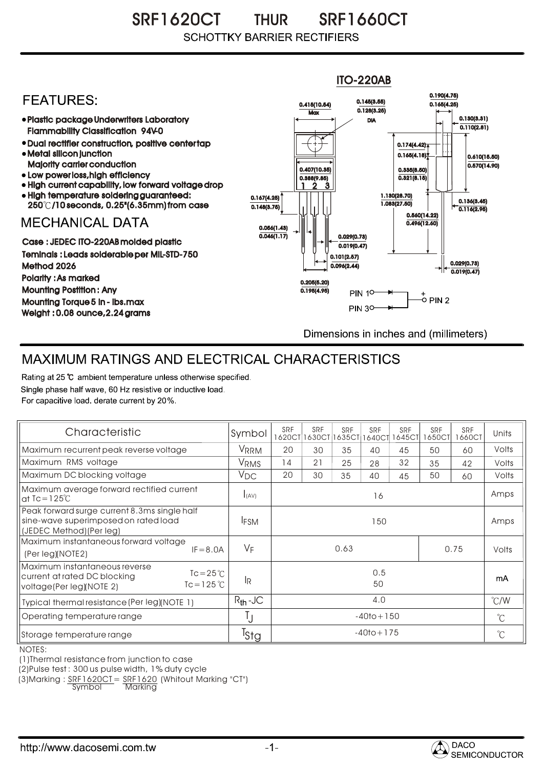# SRF1620CT THUR SRF1660CT

SCHOTTKY BARRIER RECTIFIERS

## FEATURES:

- Plastic package Underwriters Laboratory Flammability Classification 94V-0
- Dual rectifier construction, positive center tap
- Metal silicon junction Majority carrier conduction
- Low power loss, high efficiency
- High current capability, low forward voltage drop
- High temperature soldering guaranteed: 250℃/10 seconds, 0.25"(6.35mm) from case

## MECHANICAL DATA

**Case :** JEDEC ITO-220AB molded plastic

**Teminals :** Leads solderable per MIL-STD-750 Method 2026

**Polarity :** As marked

**Mounting Postition :** Any

**Mounting Torque** 5 in - lbs.max

**Weight :** 0.08 ounce, 2.24 grams

ITO-220AB

PIN 1, PIN 3 → + PIN 2

Dimensions in inches and (millimeters)

## MAXIMUM RATINGS AND ELECTRICAL CHARACTERISTICS

Rating at 25 ℃ ambient temperature unless otherwise specified.
Single phase half wave, 60 Hz resistive or inductive load.
For capacitive load. derate current by 20%.

| Characteristic | Symbol | SRF 1620CT | SRF 1630CT | SRF 1635CT | SRF 1640CT | SRF 1645CT | SRF 1650CT | SRF 1660CT | Units |
|---|---|---|---|---|---|---|---|---|---|
| Maximum recurrent peak reverse voltage | $V_{RRM}$ | 20 | 30 | 35 | 40 | 45 | 50 | 60 | Volts |
| Maximum RMS voltage | $V_{RMS}$ | 14 | 21 | 25 | 28 | 32 | 35 | 42 | Volts |
| Maximum DC blocking voltage | $V_{DC}$ | 20 | 30 | 35 | 40 | 45 | 50 | 60 | Volts |
| Maximum average forward rectified current at Tc=125℃ | $I_{(AV)}$ | 16 | | | | | | | Amps |
| Peak forward surge current 8.3ms single half sine-wave superimposed on rated load (JEDEC Method)(Per leg) | $I_{FSM}$ | 150 | | | | | | | Amps |
| Maximum instantaneous forward voltage (Per leg)(NOTE2) IF=8.0A | $V_F$ | 0.63 | | | | | 0.75 | | Volts |
| Maximum instantaneous reverse current at rated DC blocking voltage(Per leg)(NOTE 2) Tc=25℃ / Tc=125℃ | $I_R$ | 0.5 / 50 | | | | | | | mA |
| Typical thermal resistance (Per leg)(NOTE 1) | $R_{th}$-JC | 4.0 | | | | | | | ℃/W |
| Operating temperature range | $T_J$ | -40to+150 | | | | | | | ℃ |
| Storage temperature range | $T_{Stg}$ | -40to+175 | | | | | | | ℃ |

NOTES:

(1)Thermal resistance from junction to case

(2)Pulse test : 300 us pulse width, 1% duty cycle

(3)Marking : SRF1620CT = SRF1620 (Whitout Marking "CT")
Symbol Marking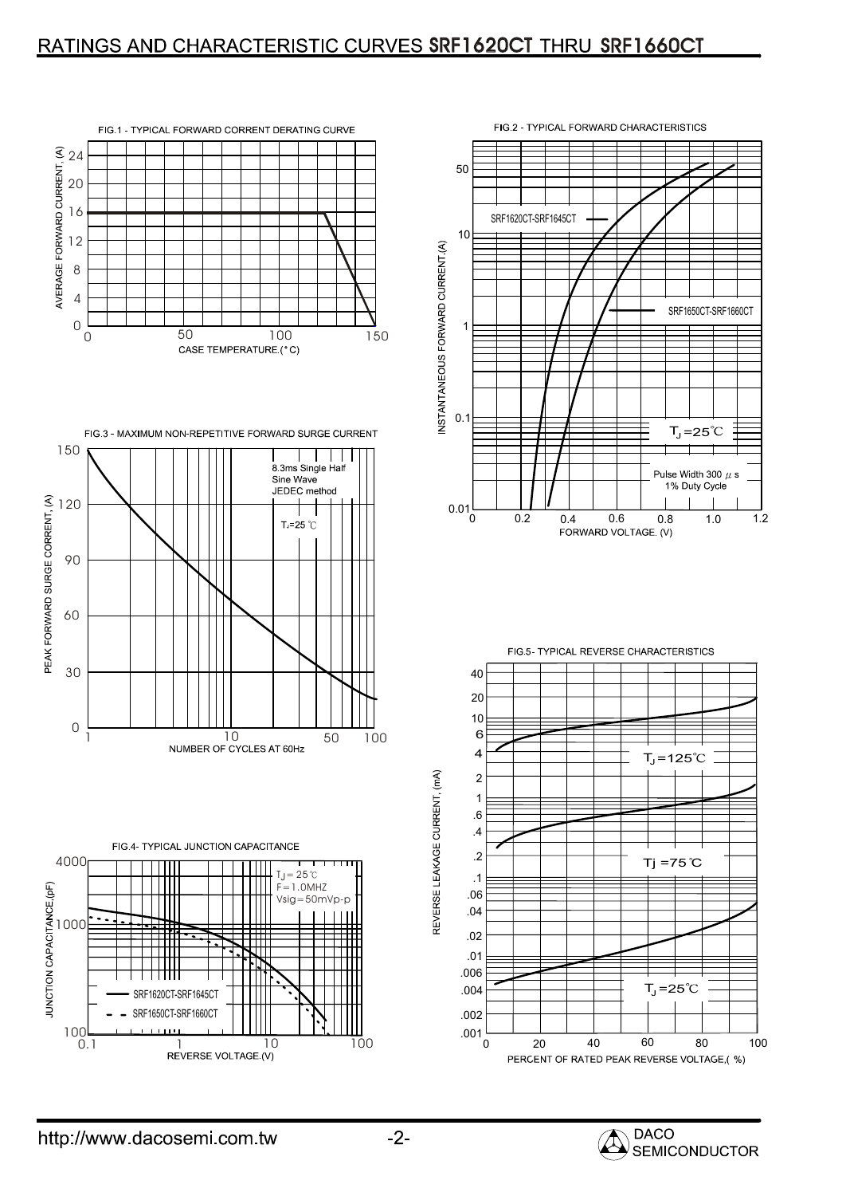## RATINGS AND CHARACTERISTIC CURVES SRF1620CT THRU SRF1660CT

FIG.1 - TYPICAL FORWARD CORRENT DERATING CURVE

AVERAGE FORWARD CURRENT, (A)

24
20
16
12
8
4
0

0 50 100 150

CASE TEMPERATURE.(°C)

FIG.2 - TYPICAL FORWARD CHARACTERISTICS

INSTANTANEOUS FORWARD CURRENT,(A)

50
10
1
0.1
0.01

SRF1620CT-SRF1645CT

SRF1650CT-SRF1660CT

$T_J$=25℃

Pulse Width 300 $\mu$ s
1% Duty Cycle

0 0.2 0.4 0.6 0.8 1.0 1.2

FORWARD VOLTAGE. (V)

FIG.3 - MAXIMUM NON-REPETITIVE FORWARD SURGE CURRENT

PEAK FORWARD SURGE CORRENT, (A)

150
120
90
60
30
0

8.3ms Single Half
Sine Wave
JEDEC method

$T_J$=25 ℃

1 10 50 100

NUMBER OF CYCLES AT 60Hz

FIG.4- TYPICAL JUNCTION CAPACITANCE

JUNCTION CAPACITANCE,(pF)

4000
1000
100

$T_J$= 25 ℃
F=1.0MHZ
Vsig=50mVp-p

SRF1620CT-SRF1645CT
SRF1650CT-SRF1660CT

0.1 1 10 100

REVERSE VOLTAGE.(V)

FIG.5- TYPICAL REVERSE CHARACTERISTICS

REVERSE LEAKAGE CURRENT, (mA)

40
20
10
6
4
2
1
.6
.4
.2
.1
.06
.04
.02
.01
.006
.004
.002
.001

$T_J$=125℃

Tj =75 ℃

$T_J$=25℃

0 20 40 60 80 100

PERCENT OF RATED PEAK REVERSE VOLTAGE,( %)

http://www.dacosemi.com.tw

DACO SEMICONDUCTOR